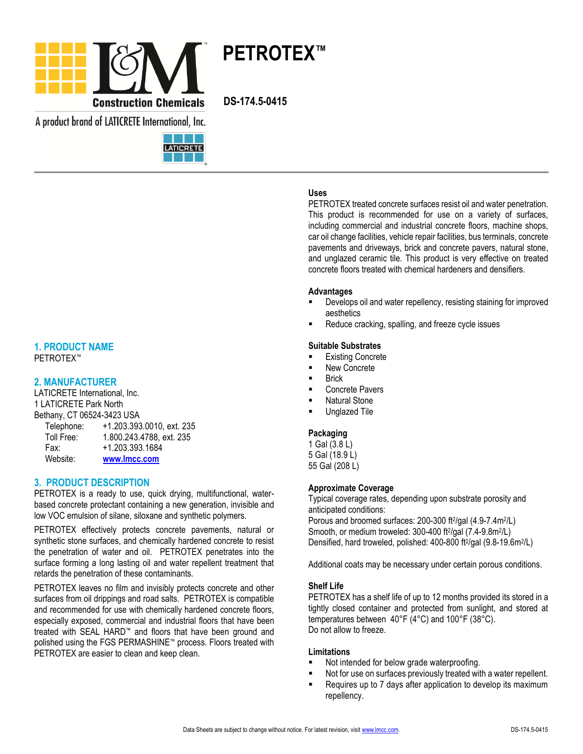# PETROTEX™

DS-174.5-0415

L&M Construction Chemicals

A product brand of LATICRETE International, Inc.

## 1. PRODUCT NAME

PETROTEX™

## 2. MANUFACTURER

LATICRETE International, Inc.
1 LATICRETE Park North
Bethany, CT 06524-3423 USA

| | |
|---|---|
| Telephone: | +1.203.393.0010, ext. 235 |
| Toll Free: | 1.800.243.4788, ext. 235 |
| Fax: | +1.203.393.1684 |
| Website: | www.lmcc.com |

## 3. PRODUCT DESCRIPTION

PETROTEX is a ready to use, quick drying, multifunctional, water-based concrete protectant containing a new generation, invisible and low VOC emulsion of silane, siloxane and synthetic polymers.

PETROTEX effectively protects concrete pavements, natural or synthetic stone surfaces, and chemically hardened concrete to resist the penetration of water and oil. PETROTEX penetrates into the surface forming a long lasting oil and water repellent treatment that retards the penetration of these contaminants.

PETROTEX leaves no film and invisibly protects concrete and other surfaces from oil drippings and road salts. PETROTEX is compatible and recommended for use with chemically hardened concrete floors, especially exposed, commercial and industrial floors that have been treated with SEAL HARD™ and floors that have been ground and polished using the FGS PERMASHINE™ process. Floors treated with PETROTEX are easier to clean and keep clean.

### Uses

PETROTEX treated concrete surfaces resist oil and water penetration. This product is recommended for use on a variety of surfaces, including commercial and industrial concrete floors, machine shops, car oil change facilities, vehicle repair facilities, bus terminals, concrete pavements and driveways, brick and concrete pavers, natural stone, and unglazed ceramic tile. This product is very effective on treated concrete floors treated with chemical hardeners and densifiers.

### Advantages

- Develops oil and water repellency, resisting staining for improved aesthetics
- Reduce cracking, spalling, and freeze cycle issues

### Suitable Substrates

- Existing Concrete
- New Concrete
- Brick
- Concrete Pavers
- Natural Stone
- Unglazed Tile

### Packaging

1 Gal (3.8 L)
5 Gal (18.9 L)
55 Gal (208 L)

### Approximate Coverage

Typical coverage rates, depending upon substrate porosity and anticipated conditions:
Porous and broomed surfaces: 200-300 ft²/gal (4.9-7.4m²/L)
Smooth, or medium troweled: 300-400 ft²/gal (7.4-9.8m²/L)
Densified, hard troweled, polished: 400-800 ft²/gal (9.8-19.6m²/L)

Additional coats may be necessary under certain porous conditions.

### Shelf Life

PETROTEX has a shelf life of up to 12 months provided its stored in a tightly closed container and protected from sunlight, and stored at temperatures between 40°F (4°C) and 100°F (38°C).
Do not allow to freeze.

### Limitations

- Not intended for below grade waterproofing.
- Not for use on surfaces previously treated with a water repellent.
- Requires up to 7 days after application to develop its maximum repellency.

Data Sheets are subject to change without notice. For latest revision, visit www.lmcc.com.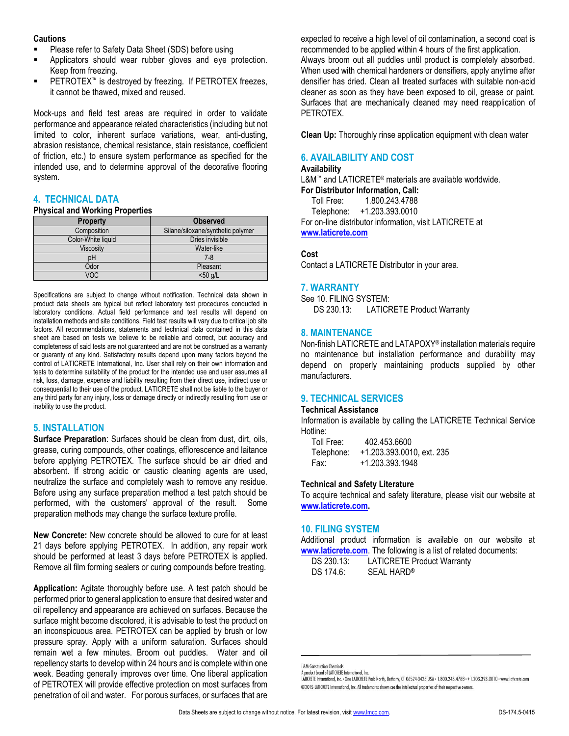**Cautions**

- Please refer to Safety Data Sheet (SDS) before using
- Applicators should wear rubber gloves and eye protection. Keep from freezing.
- PETROTEX™ is destroyed by freezing. If PETROTEX freezes, it cannot be thawed, mixed and reused.

Mock-ups and field test areas are required in order to validate performance and appearance related characteristics (including but not limited to color, inherent surface variations, wear, anti-dusting, abrasion resistance, chemical resistance, stain resistance, coefficient of friction, etc.) to ensure system performance as specified for the intended use, and to determine approval of the decorative flooring system.

## 4. TECHNICAL DATA

**Physical and Working Properties**

| Property | Observed |
|---|---|
| Composition | Silane/siloxane/synthetic polymer |
| Color-White liquid | Dries invisible |
| Viscosity | Water-like |
| pH | 7-8 |
| Odor | Pleasant |
| VOC | <50 g/L |

Specifications are subject to change without notification. Technical data shown in product data sheets are typical but reflect laboratory test procedures conducted in laboratory conditions. Actual field performance and test results will depend on installation methods and site conditions. Field test results will vary due to critical job site factors. All recommendations, statements and technical data contained in this data sheet are based on tests we believe to be reliable and correct, but accuracy and completeness of said tests are not guaranteed and are not be construed as a warranty or guaranty of any kind. Satisfactory results depend upon many factors beyond the control of LATICRETE International, Inc. User shall rely on their own information and tests to determine suitability of the product for the intended use and user assumes all risk, loss, damage, expense and liability resulting from their direct use, indirect use or consequential to their use of the product. LATICRETE shall not be liable to the buyer or any third party for any injury, loss or damage directly or indirectly resulting from use or inability to use the product.

## 5. INSTALLATION

**Surface Preparation**: Surfaces should be clean from dust, dirt, oils, grease, curing compounds, other coatings, efflorescence and laitance before applying PETROTEX. The surface should be air dried and absorbent. If strong acidic or caustic cleaning agents are used, neutralize the surface and completely wash to remove any residue. Before using any surface preparation method a test patch should be performed, with the customers' approval of the result. Some preparation methods may change the surface texture profile.

**New Concrete:** New concrete should be allowed to cure for at least 21 days before applying PETROTEX. In addition, any repair work should be performed at least 3 days before PETROTEX is applied. Remove all film forming sealers or curing compounds before treating.

**Application:** Agitate thoroughly before use. A test patch should be performed prior to general application to ensure that desired water and oil repellency and appearance are achieved on surfaces. Because the surface might become discolored, it is advisable to test the product on an inconspicuous area. PETROTEX can be applied by brush or low pressure spray. Apply with a uniform saturation. Surfaces should remain wet a few minutes. Broom out puddles. Water and oil repellency starts to develop within 24 hours and is complete within one week. Beading generally improves over time. One liberal application of PETROTEX will provide effective protection on most surfaces from penetration of oil and water. For porous surfaces, or surfaces that are expected to receive a high level of oil contamination, a second coat is recommended to be applied within 4 hours of the first application. Always broom out all puddles until product is completely absorbed. When used with chemical hardeners or densifiers, apply anytime after densifier has dried. Clean all treated surfaces with suitable non-acid cleaner as soon as they have been exposed to oil, grease or paint. Surfaces that are mechanically cleaned may need reapplication of PETROTEX.

**Clean Up:** Thoroughly rinse application equipment with clean water

## 6. AVAILABILITY AND COST

**Availability**

L&M™ and LATICRETE® materials are available worldwide.

**For Distributor Information, Call:**

Toll Free: 1.800.243.4788
Telephone: +1.203.393.0010

For on-line distributor information, visit LATICRETE at **www.laticrete.com**

**Cost**

Contact a LATICRETE Distributor in your area.

## 7. WARRANTY

See 10. FILING SYSTEM:
DS 230.13: LATICRETE Product Warranty

## 8. MAINTENANCE

Non-finish LATICRETE and LATAPOXY® installation materials require no maintenance but installation performance and durability may depend on properly maintaining products supplied by other manufacturers.

## 9. TECHNICAL SERVICES

**Technical Assistance**

Information is available by calling the LATICRETE Technical Service Hotline:

Toll Free: 402.453.6600
Telephone: +1.203.393.0010, ext. 235
Fax: +1.203.393.1948

**Technical and Safety Literature**

To acquire technical and safety literature, please visit our website at **www.laticrete.com.**

## 10. FILING SYSTEM

Additional product information is available on our website at **www.laticrete.com**. The following is a list of related documents:

DS 230.13: LATICRETE Product Warranty
DS 174.6: SEAL HARD®

L&M Construction Chemicals
A product brand of LATICRETE International, Inc.
LATICRETE International, Inc. • One LATICRETE Park North, Bethany, CT 06524-3423 USA • 1.800.243.4788 • +1.203.393.0010 • www.laticrete.com
©2015 LATICRETE International, Inc. All trademarks shown are the intellectual properties of their respective owners.

Data Sheets are subject to change without notice. For latest revision, visit www.lmcc.com.

DS-174.5-0415